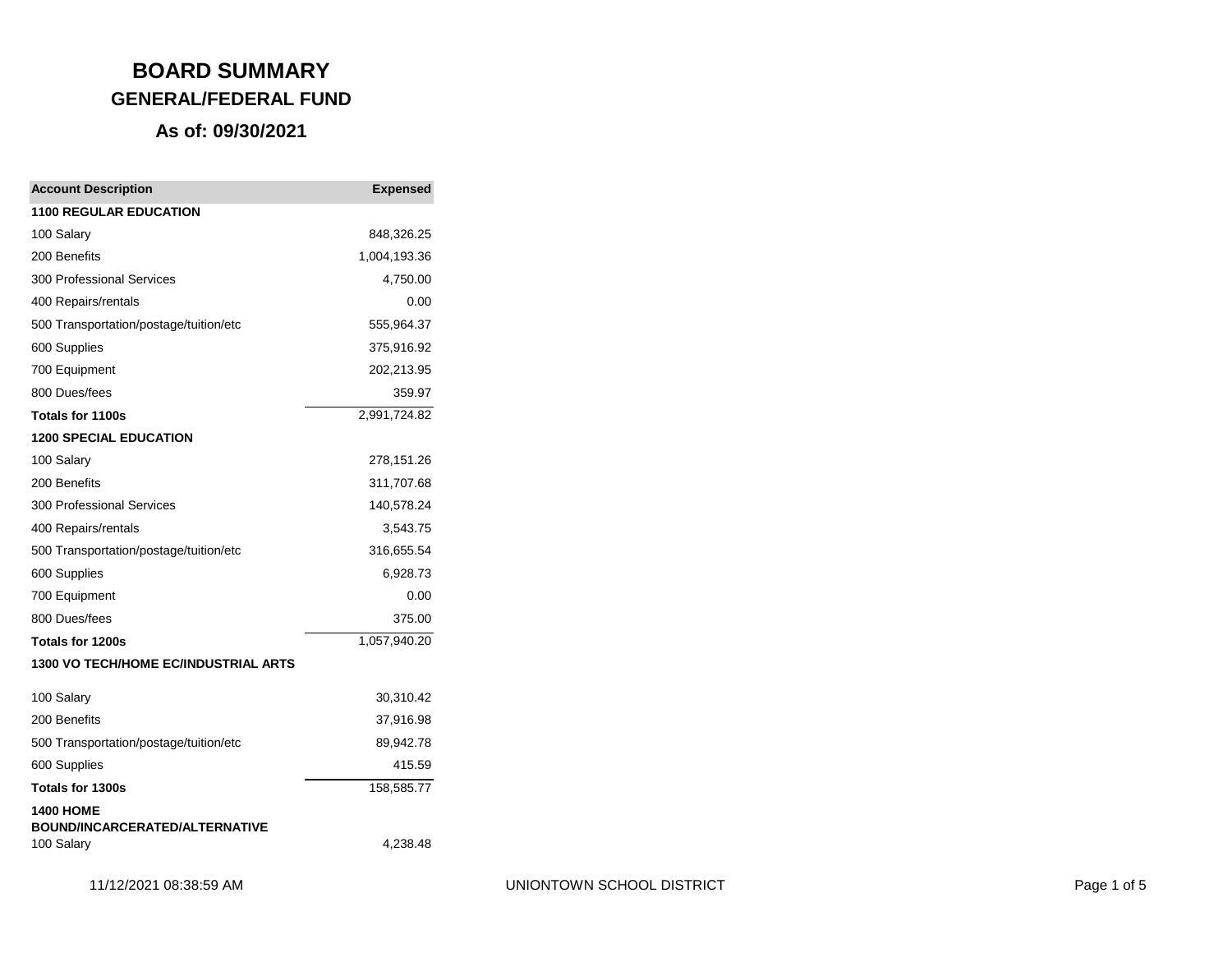# BOARD SUMMARY

## GENERAL/FEDERAL FUND

### As of: 09/30/2021

| Account Description | Expensed |
|---|---:|
| **1100 REGULAR EDUCATION** | |
| 100 Salary | 848,326.25 |
| 200 Benefits | 1,004,193.36 |
| 300 Professional Services | 4,750.00 |
| 400 Repairs/rentals | 0.00 |
| 500 Transportation/postage/tuition/etc | 555,964.37 |
| 600 Supplies | 375,916.92 |
| 700 Equipment | 202,213.95 |
| 800 Dues/fees | 359.97 |
| **Totals for 1100s** | 2,991,724.82 |
| **1200 SPECIAL EDUCATION** | |
| 100 Salary | 278,151.26 |
| 200 Benefits | 311,707.68 |
| 300 Professional Services | 140,578.24 |
| 400 Repairs/rentals | 3,543.75 |
| 500 Transportation/postage/tuition/etc | 316,655.54 |
| 600 Supplies | 6,928.73 |
| 700 Equipment | 0.00 |
| 800 Dues/fees | 375.00 |
| **Totals for 1200s** | 1,057,940.20 |
| **1300 VO TECH/HOME EC/INDUSTRIAL ARTS** | |
| 100 Salary | 30,310.42 |
| 200 Benefits | 37,916.98 |
| 500 Transportation/postage/tuition/etc | 89,942.78 |
| 600 Supplies | 415.59 |
| **Totals for 1300s** | 158,585.77 |
| **1400 HOME BOUND/INCARCERATED/ALTERNATIVE** | |
| 100 Salary | 4,238.48 |

11/12/2021 08:38:59 AM UNIONTOWN SCHOOL DISTRICT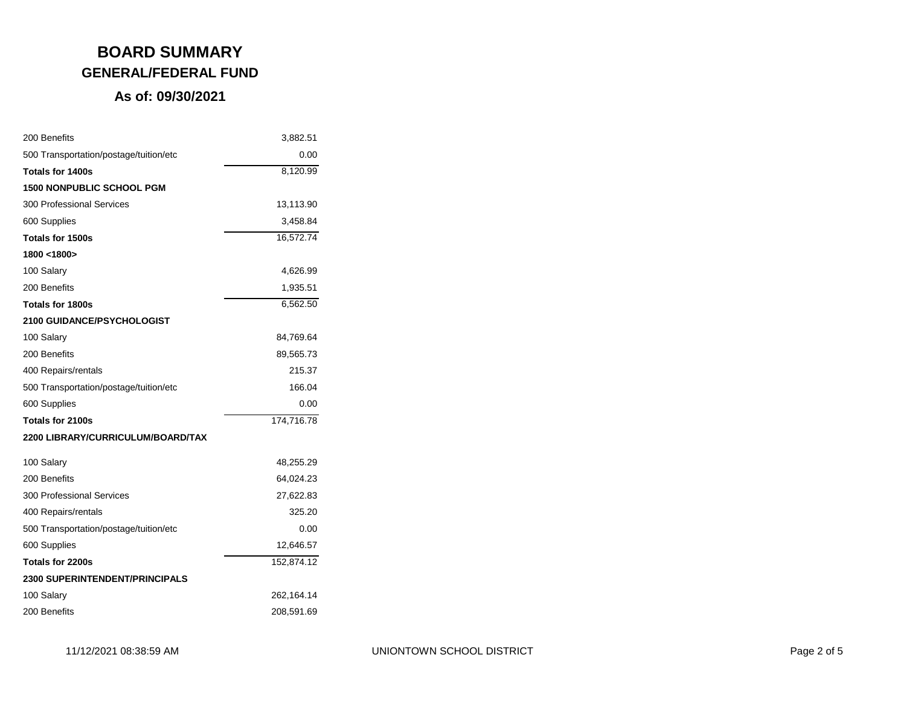# BOARD SUMMARY

## GENERAL/FEDERAL FUND

### As of: 09/30/2021

| | |
|---|---|
| 200 Benefits | 3,882.51 |
| 500 Transportation/postage/tuition/etc | 0.00 |
| **Totals for 1400s** | 8,120.99 |
| **1500 NONPUBLIC SCHOOL PGM** | |
| 300 Professional Services | 13,113.90 |
| 600 Supplies | 3,458.84 |
| **Totals for 1500s** | 16,572.74 |
| **1800 <1800>** | |
| 100 Salary | 4,626.99 |
| 200 Benefits | 1,935.51 |
| **Totals for 1800s** | 6,562.50 |
| **2100 GUIDANCE/PSYCHOLOGIST** | |
| 100 Salary | 84,769.64 |
| 200 Benefits | 89,565.73 |
| 400 Repairs/rentals | 215.37 |
| 500 Transportation/postage/tuition/etc | 166.04 |
| 600 Supplies | 0.00 |
| **Totals for 2100s** | 174,716.78 |
| **2200 LIBRARY/CURRICULUM/BOARD/TAX** | |
| 100 Salary | 48,255.29 |
| 200 Benefits | 64,024.23 |
| 300 Professional Services | 27,622.83 |
| 400 Repairs/rentals | 325.20 |
| 500 Transportation/postage/tuition/etc | 0.00 |
| 600 Supplies | 12,646.57 |
| **Totals for 2200s** | 152,874.12 |
| **2300 SUPERINTENDENT/PRINCIPALS** | |
| 100 Salary | 262,164.14 |
| 200 Benefits | 208,591.69 |

11/12/2021 08:38:59 AM UNIONTOWN SCHOOL DISTRICT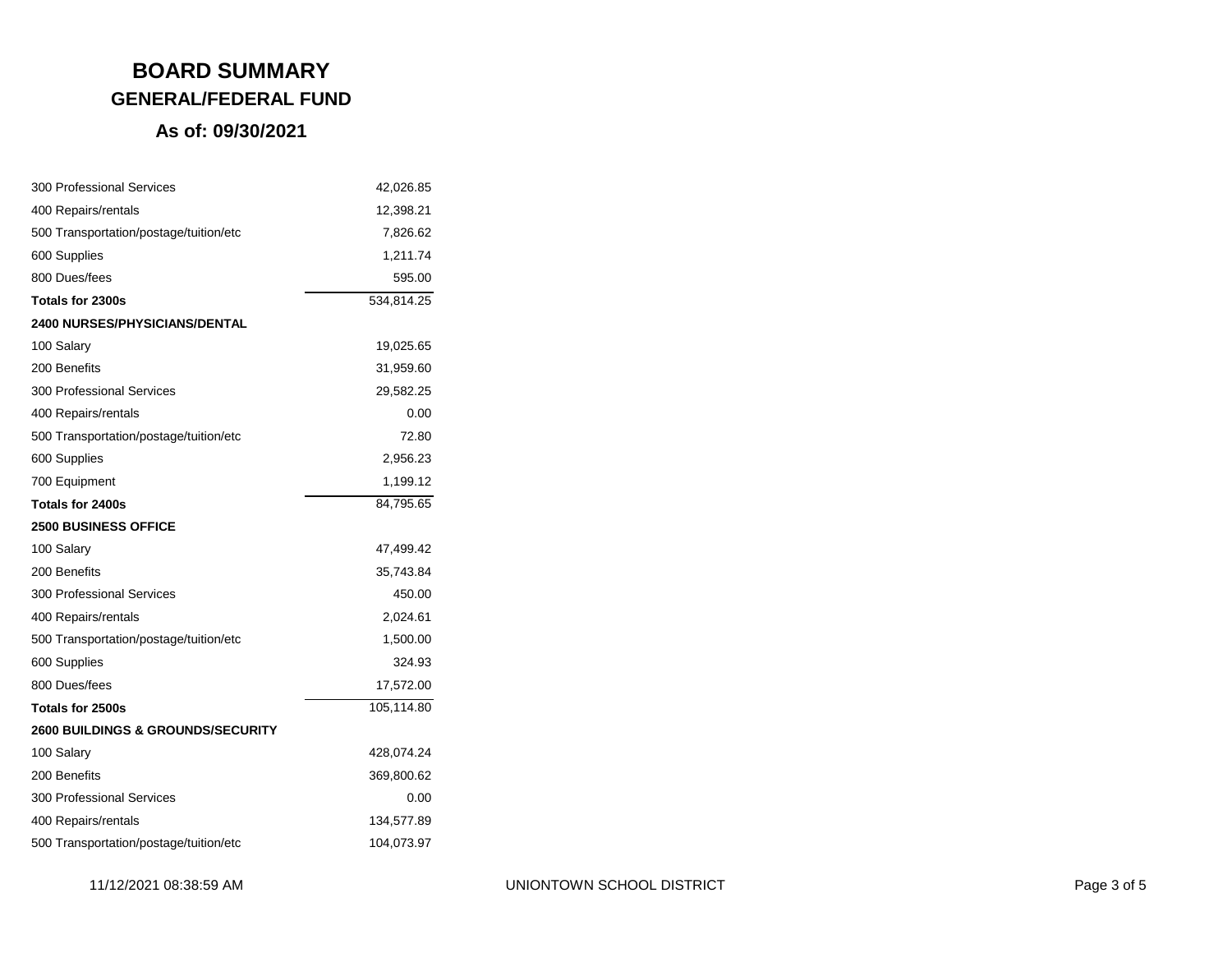# BOARD SUMMARY

## GENERAL/FEDERAL FUND

### As of: 09/30/2021

| | |
|---|---:|
| 300 Professional Services | 42,026.85 |
| 400 Repairs/rentals | 12,398.21 |
| 500 Transportation/postage/tuition/etc | 7,826.62 |
| 600 Supplies | 1,211.74 |
| 800 Dues/fees | 595.00 |
| **Totals for 2300s** | 534,814.25 |
| **2400 NURSES/PHYSICIANS/DENTAL** | |
| 100 Salary | 19,025.65 |
| 200 Benefits | 31,959.60 |
| 300 Professional Services | 29,582.25 |
| 400 Repairs/rentals | 0.00 |
| 500 Transportation/postage/tuition/etc | 72.80 |
| 600 Supplies | 2,956.23 |
| 700 Equipment | 1,199.12 |
| **Totals for 2400s** | 84,795.65 |
| **2500 BUSINESS OFFICE** | |
| 100 Salary | 47,499.42 |
| 200 Benefits | 35,743.84 |
| 300 Professional Services | 450.00 |
| 400 Repairs/rentals | 2,024.61 |
| 500 Transportation/postage/tuition/etc | 1,500.00 |
| 600 Supplies | 324.93 |
| 800 Dues/fees | 17,572.00 |
| **Totals for 2500s** | 105,114.80 |
| **2600 BUILDINGS & GROUNDS/SECURITY** | |
| 100 Salary | 428,074.24 |
| 200 Benefits | 369,800.62 |
| 300 Professional Services | 0.00 |
| 400 Repairs/rentals | 134,577.89 |
| 500 Transportation/postage/tuition/etc | 104,073.97 |

11/12/2021 08:38:59 AM — UNIONTOWN SCHOOL DISTRICT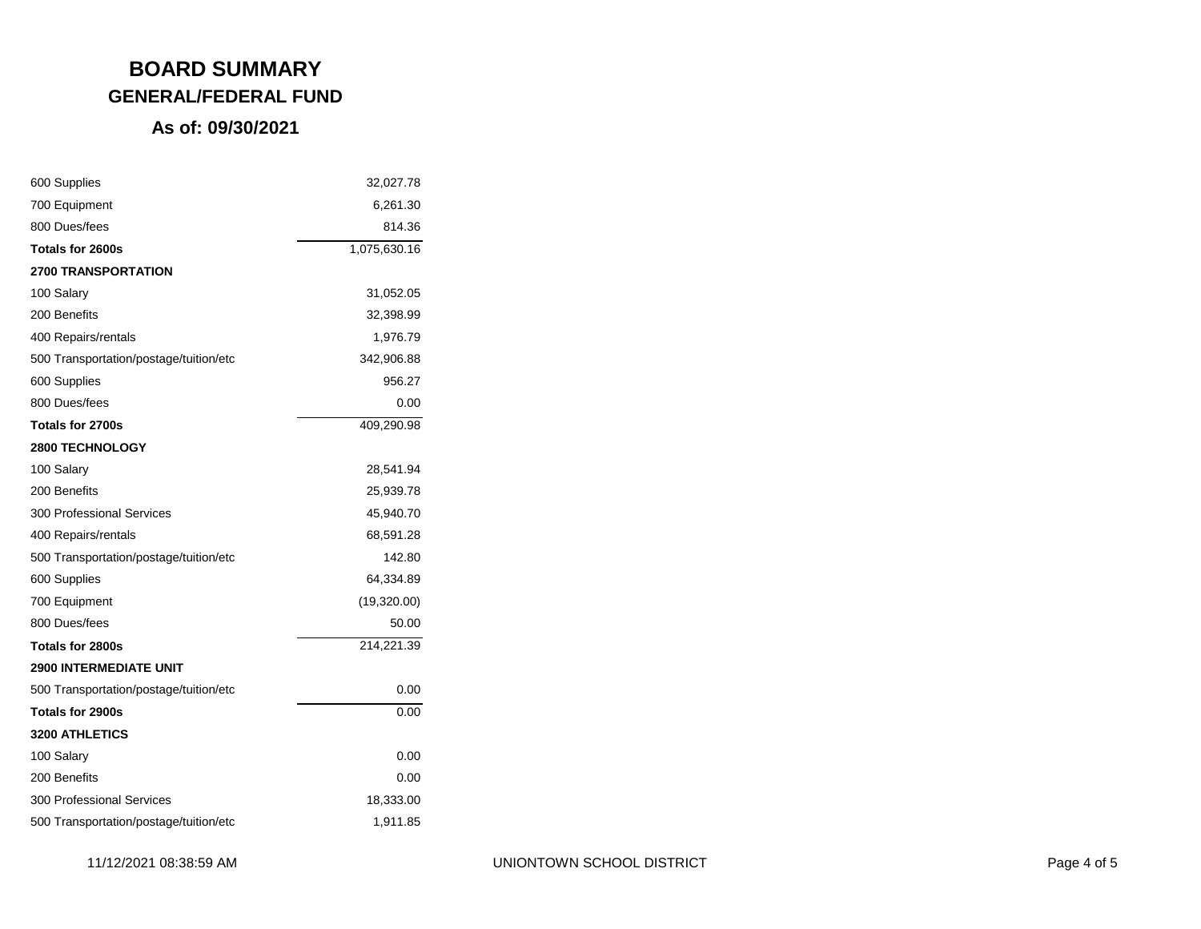# BOARD SUMMARY

## GENERAL/FEDERAL FUND

### As of: 09/30/2021

| | |
|---|---|
| 600 Supplies | 32,027.78 |
| 700 Equipment | 6,261.30 |
| 800 Dues/fees | 814.36 |
| **Totals for 2600s** | 1,075,630.16 |
| **2700 TRANSPORTATION** | |
| 100 Salary | 31,052.05 |
| 200 Benefits | 32,398.99 |
| 400 Repairs/rentals | 1,976.79 |
| 500 Transportation/postage/tuition/etc | 342,906.88 |
| 600 Supplies | 956.27 |
| 800 Dues/fees | 0.00 |
| **Totals for 2700s** | 409,290.98 |
| **2800 TECHNOLOGY** | |
| 100 Salary | 28,541.94 |
| 200 Benefits | 25,939.78 |
| 300 Professional Services | 45,940.70 |
| 400 Repairs/rentals | 68,591.28 |
| 500 Transportation/postage/tuition/etc | 142.80 |
| 600 Supplies | 64,334.89 |
| 700 Equipment | (19,320.00) |
| 800 Dues/fees | 50.00 |
| **Totals for 2800s** | 214,221.39 |
| **2900 INTERMEDIATE UNIT** | |
| 500 Transportation/postage/tuition/etc | 0.00 |
| **Totals for 2900s** | 0.00 |
| **3200 ATHLETICS** | |
| 100 Salary | 0.00 |
| 200 Benefits | 0.00 |
| 300 Professional Services | 18,333.00 |
| 500 Transportation/postage/tuition/etc | 1,911.85 |

11/12/2021 08:38:59 AM UNIONTOWN SCHOOL DISTRICT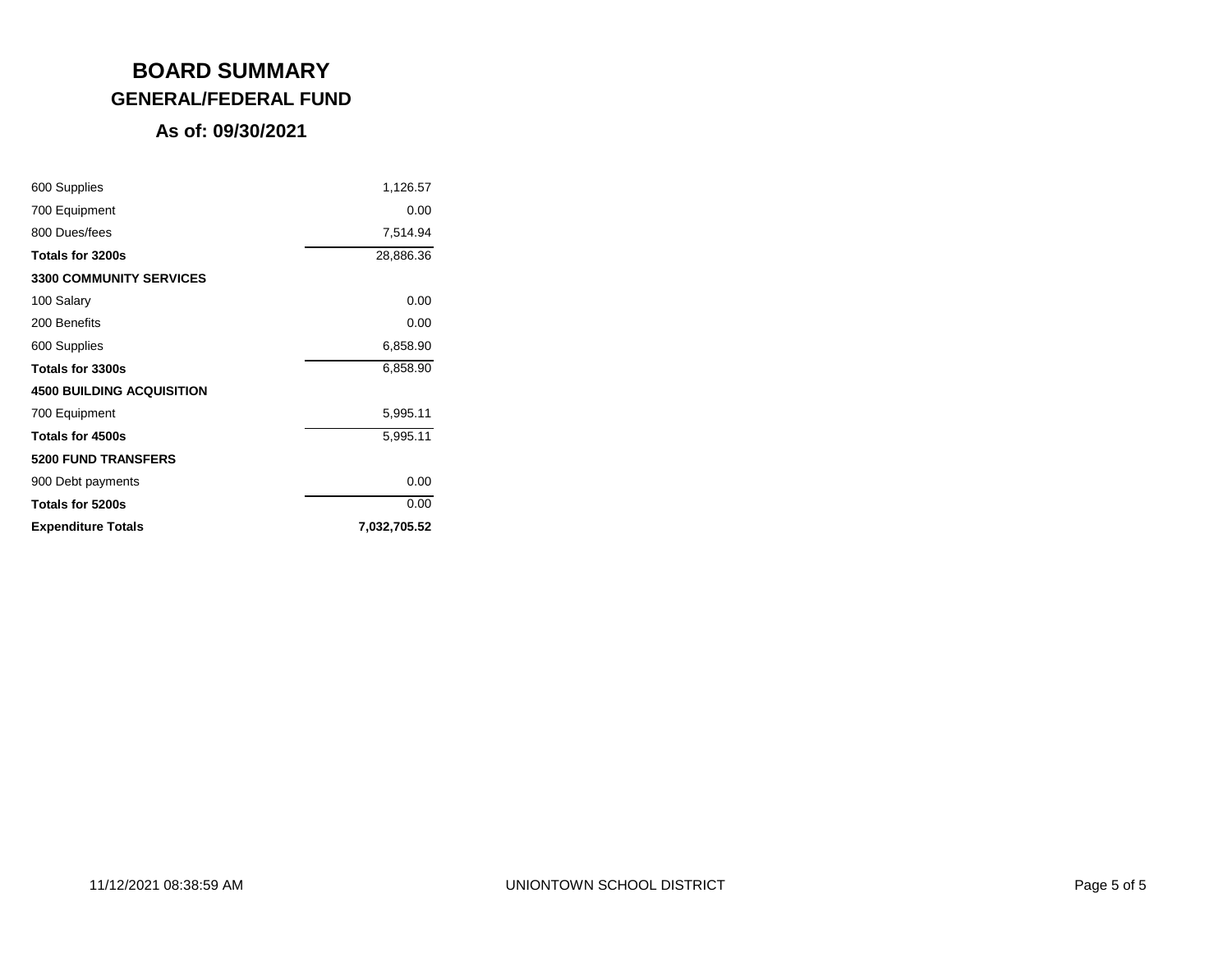# BOARD SUMMARY

## GENERAL/FEDERAL FUND

### As of: 09/30/2021

| | |
|---|---:|
| 600 Supplies | 1,126.57 |
| 700 Equipment | 0.00 |
| 800 Dues/fees | 7,514.94 |
| **Totals for 3200s** | 28,886.36 |
| **3300 COMMUNITY SERVICES** | |
| 100 Salary | 0.00 |
| 200 Benefits | 0.00 |
| 600 Supplies | 6,858.90 |
| **Totals for 3300s** | 6,858.90 |
| **4500 BUILDING ACQUISITION** | |
| 700 Equipment | 5,995.11 |
| **Totals for 4500s** | 5,995.11 |
| **5200 FUND TRANSFERS** | |
| 900 Debt payments | 0.00 |
| **Totals for 5200s** | 0.00 |
| **Expenditure Totals** | **7,032,705.52** |